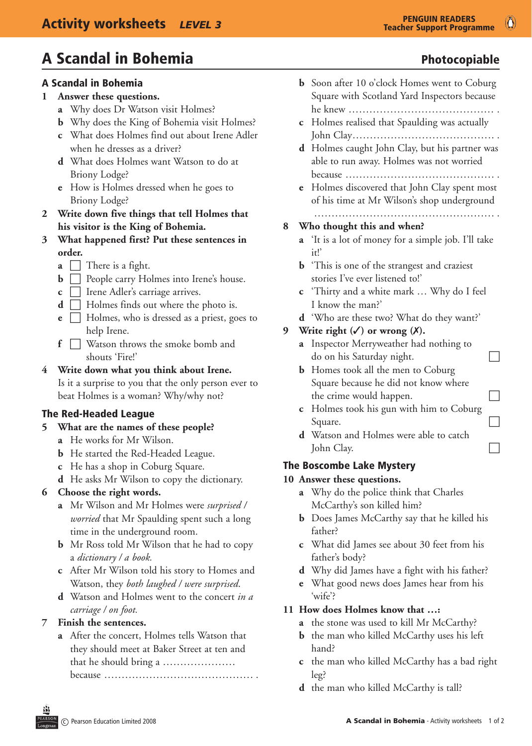# A Scandal in Bohemia

**Photocopiable**

## A Scandal in Bohemia

**1 Answer these questions.**

- **a** Why does Dr Watson visit Holmes?
- **b** Why does the King of Bohemia visit Holmes?
- **c** What does Holmes find out about Irene Adler when he dresses as a driver?
- **d** What does Holmes want Watson to do at Briony Lodge?
- **e** How is Holmes dressed when he goes to Briony Lodge?

**2 Write down five things that tell Holmes that his visitor is the King of Bohemia.**

**3 What happened first? Put these sentences in order.**

- **a** ☐ There is a fight.
- **b** ☐ People carry Holmes into Irene's house.
- **c** ☐ Irene Adler's carriage arrives.
- **d** ☐ Holmes finds out where the photo is.
- **e** ☐ Holmes, who is dressed as a priest, goes to help Irene.
- **f** ☐ Watson throws the smoke bomb and shouts 'Fire!'

**4 Write down what you think about Irene.**
Is it a surprise to you that the only person ever to beat Holmes is a woman? Why/why not?

## The Red-Headed League

**5 What are the names of these people?**

- **a** He works for Mr Wilson.
- **b** He started the Red-Headed League.
- **c** He has a shop in Coburg Square.
- **d** He asks Mr Wilson to copy the dictionary.

**6 Choose the right words.**

- **a** Mr Wilson and Mr Holmes were *surprised / worried* that Mr Spaulding spent such a long time in the underground room.
- **b** Mr Ross told Mr Wilson that he had to copy a *dictionary / a book.*
- **c** After Mr Wilson told his story to Homes and Watson, they *both laughed / were surprised.*
- **d** Watson and Holmes went to the concert *in a carriage / on foot.*

**7 Finish the sentences.**

- **a** After the concert, Holmes tells Watson that they should meet at Baker Street at ten and that he should bring a ………………… because ……………………………………… .
- **b** Soon after 10 o'clock Homes went to Coburg Square with Scotland Yard Inspectors because he knew ……………………………………… .
- **c** Holmes realised that Spaulding was actually John Clay……………………………………… .
- **d** Holmes caught John Clay, but his partner was able to run away. Holmes was not worried because ……………………………………… .
- **e** Holmes discovered that John Clay spent most of his time at Mr Wilson's shop underground ……………………………………………… .

**8 Who thought this and when?**

- **a** 'It is a lot of money for a simple job. I'll take it!'
- **b** 'This is one of the strangest and craziest stories I've ever listened to!'
- **c** 'Thirty and a white mark … Why do I feel I know the man?'
- **d** 'Who are these two? What do they want?'

**9 Write right (✓) or wrong (✗).**

- **a** Inspector Merryweather had nothing to do on his Saturday night. ☐
- **b** Homes took all the men to Coburg Square because he did not know where the crime would happen. ☐
- **c** Holmes took his gun with him to Coburg Square. ☐
- **d** Watson and Holmes were able to catch John Clay. ☐

## The Boscombe Lake Mystery

**10 Answer these questions.**

- **a** Why do the police think that Charles McCarthy's son killed him?
- **b** Does James McCarthy say that he killed his father?
- **c** What did James see about 30 feet from his father's body?
- **d** Why did James have a fight with his father?
- **e** What good news does James hear from his 'wife'?

**11 How does Holmes know that …:**

- **a** the stone was used to kill Mr McCarthy?
- **b** the man who killed McCarthy uses his left hand?
- **c** the man who killed McCarthy has a bad right leg?
- **d** the man who killed McCarthy is tall?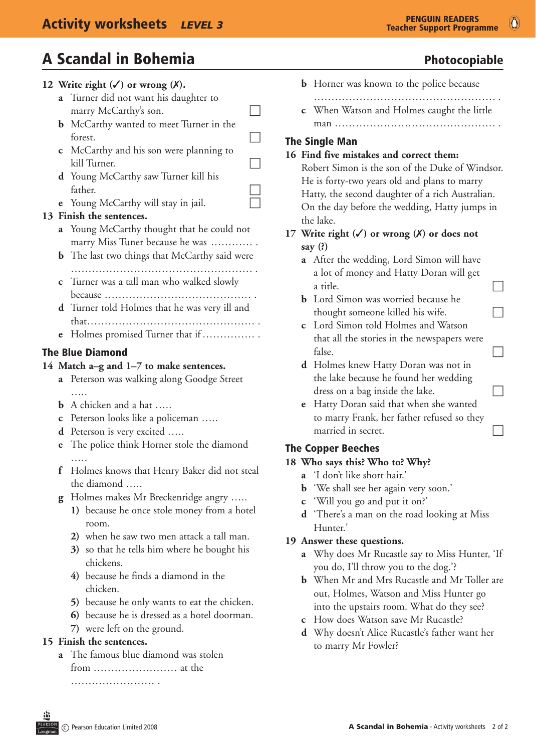# A Scandal in Bohemia

**Photocopiable**

**12 Write right (✓) or wrong (✗).**

- **a** Turner did not want his daughter to marry McCarthy's son. ☐
- **b** McCarthy wanted to meet Turner in the forest. ☐
- **c** McCarthy and his son were planning to kill Turner. ☐
- **d** Young McCarthy saw Turner kill his father. ☐
- **e** Young McCarthy will stay in jail. ☐

**13 Finish the sentences.**

- **a** Young McCarthy thought that he could not marry Miss Tuner because he was ............ .
- **b** The last two things that McCarthy said were .................................................... .
- **c** Turner was a tall man who walked slowly because ......................................... .
- **d** Turner told Holmes that he was very ill and that............................................... .
- **e** Holmes promised Turner that if............... .

## The Blue Diamond

**14 Match a–g and 1–7 to make sentences.**

- **a** Peterson was walking along Goodge Street .....
- **b** A chicken and a hat .....
- **c** Peterson looks like a policeman .....
- **d** Peterson is very excited .....
- **e** The police think Horner stole the diamond .....
- **f** Holmes knows that Henry Baker did not steal the diamond .....
- **g** Holmes makes Mr Breckenridge angry .....

1) because he once stole money from a hotel room.
2) when he saw two men attack a tall man.
3) so that he tells him where he bought his chickens.
4) because he finds a diamond in the chicken.
5) because he only wants to eat the chicken.
6) because he is dressed as a hotel doorman.
7) were left on the ground.

**15 Finish the sentences.**

- **a** The famous blue diamond was stolen from ........................ at the ........................ .
- **b** Horner was known to the police because .................................................... .
- **c** When Watson and Holmes caught the little man ............................................. .

## The Single Man

**16 Find five mistakes and correct them:**

Robert Simon is the son of the Duke of Windsor. He is forty-two years old and plans to marry Hatty, the second daughter of a rich Australian. On the day before the wedding, Hatty jumps in the lake.

**17 Write right (✓) or wrong (✗) or does not say (?)**

- **a** After the wedding, Lord Simon will have a lot of money and Hatty Doran will get a title. ☐
- **b** Lord Simon was worried because he thought someone killed his wife. ☐
- **c** Lord Simon told Holmes and Watson that all the stories in the newspapers were false. ☐
- **d** Holmes knew Hatty Doran was not in the lake because he found her wedding dress on a bag inside the lake. ☐
- **e** Hatty Doran said that when she wanted to marry Frank, her father refused so they married in secret. ☐

## The Copper Beeches

**18 Who says this? Who to? Why?**

- **a** 'I don't like short hair.'
- **b** 'We shall see her again very soon.'
- **c** 'Will you go and put it on?'
- **d** 'There's a man on the road looking at Miss Hunter.'

**19 Answer these questions.**

- **a** Why does Mr Rucastle say to Miss Hunter, 'If you do, I'll throw you to the dog.'?
- **b** When Mr and Mrs Rucastle and Mr Toller are out, Holmes, Watson and Miss Hunter go into the upstairs room. What do they see?
- **c** How does Watson save Mr Rucastle?
- **d** Why doesn't Alice Rucastle's father want her to marry Mr Fowler?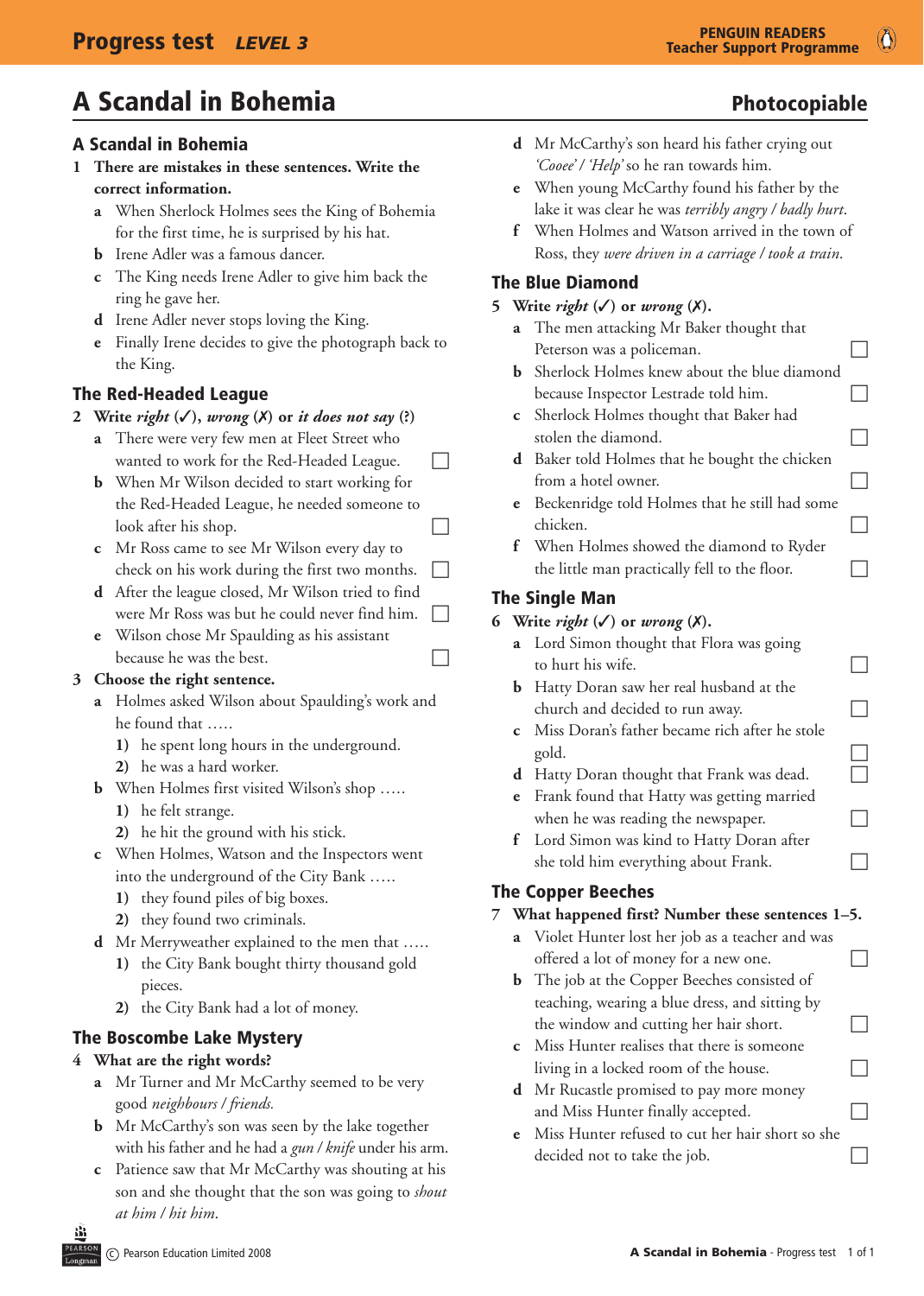# A Scandal in Bohemia

**Photocopiable**

## A Scandal in Bohemia

1 **There are mistakes in these sentences. Write the correct information.**

- **a** When Sherlock Holmes sees the King of Bohemia for the first time, he is surprised by his hat.
- **b** Irene Adler was a famous dancer.
- **c** The King needs Irene Adler to give him back the ring he gave her.
- **d** Irene Adler never stops loving the King.
- **e** Finally Irene decides to give the photograph back to the King.

## The Red-Headed League

2 **Write *right* (✓), *wrong* (✗) or *it does not say* (?)**

- **a** There were very few men at Fleet Street who wanted to work for the Red-Headed League. ☐
- **b** When Mr Wilson decided to start working for the Red-Headed League, he needed someone to look after his shop. ☐
- **c** Mr Ross came to see Mr Wilson every day to check on his work during the first two months. ☐
- **d** After the league closed, Mr Wilson tried to find were Mr Ross was but he could never find him. ☐
- **e** Wilson chose Mr Spaulding as his assistant because he was the best. ☐

3 **Choose the right sentence.**

- **a** Holmes asked Wilson about Spaulding's work and he found that .....
  - **1)** he spent long hours in the underground.
  - **2)** he was a hard worker.
- **b** When Holmes first visited Wilson's shop .....
  - **1)** he felt strange.
  - **2)** he hit the ground with his stick.
- **c** When Holmes, Watson and the Inspectors went into the underground of the City Bank .....
  - **1)** they found piles of big boxes.
  - **2)** they found two criminals.
- **d** Mr Merryweather explained to the men that .....
  - **1)** the City Bank bought thirty thousand gold pieces.
  - **2)** the City Bank had a lot of money.

## The Boscombe Lake Mystery

4 **What are the right words?**

- **a** Mr Turner and Mr McCarthy seemed to be very good *neighbours / friends.*
- **b** Mr McCarthy's son was seen by the lake together with his father and he had a *gun / knife* under his arm.
- **c** Patience saw that Mr McCarthy was shouting at his son and she thought that the son was going to *shout at him / hit him.*
- **d** Mr McCarthy's son heard his father crying out *'Cooee' / 'Help'* so he ran towards him.
- **e** When young McCarthy found his father by the lake it was clear he was *terribly angry / badly hurt.*
- **f** When Holmes and Watson arrived in the town of Ross, they *were driven in a carriage / took a train.*

## The Blue Diamond

5 **Write *right* (✓) or *wrong* (✗).**

- **a** The men attacking Mr Baker thought that Peterson was a policeman. ☐
- **b** Sherlock Holmes knew about the blue diamond because Inspector Lestrade told him. ☐
- **c** Sherlock Holmes thought that Baker had stolen the diamond. ☐
- **d** Baker told Holmes that he bought the chicken from a hotel owner. ☐
- **e** Beckenridge told Holmes that he still had some chicken. ☐
- **f** When Holmes showed the diamond to Ryder the little man practically fell to the floor. ☐

## The Single Man

6 **Write *right* (✓) or *wrong* (✗).**

- **a** Lord Simon thought that Flora was going to hurt his wife. ☐
- **b** Hatty Doran saw her real husband at the church and decided to run away. ☐
- **c** Miss Doran's father became rich after he stole gold. ☐
- **d** Hatty Doran thought that Frank was dead. ☐
- **e** Frank found that Hatty was getting married when he was reading the newspaper. ☐
- **f** Lord Simon was kind to Hatty Doran after she told him everything about Frank. ☐

## The Copper Beeches

7 **What happened first? Number these sentences 1–5.**

- **a** Violet Hunter lost her job as a teacher and was offered a lot of money for a new one. ☐
- **b** The job at the Copper Beeches consisted of teaching, wearing a blue dress, and sitting by the window and cutting her hair short. ☐
- **c** Miss Hunter realises that there is someone living in a locked room of the house. ☐
- **d** Mr Rucastle promised to pay more money and Miss Hunter finally accepted. ☐
- **e** Miss Hunter refused to cut her hair short so she decided not to take the job. ☐

© Pearson Education Limited 2008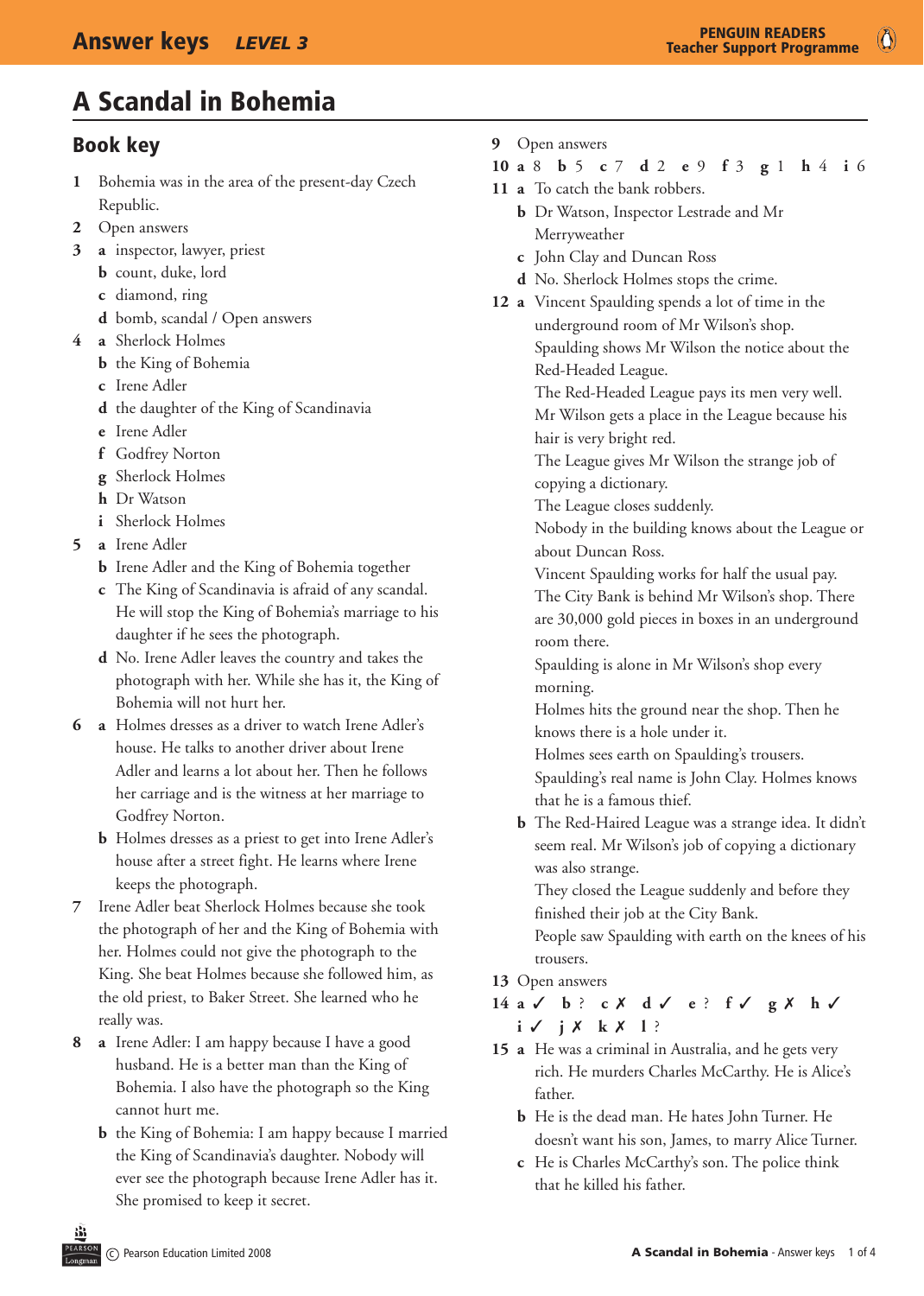# A Scandal in Bohemia

## Book key

1 Bohemia was in the area of the present-day Czech Republic.

2 Open answers

3 **a** inspector, lawyer, priest
**b** count, duke, lord
**c** diamond, ring
**d** bomb, scandal / Open answers

4 **a** Sherlock Holmes
**b** the King of Bohemia
**c** Irene Adler
**d** the daughter of the King of Scandinavia
**e** Irene Adler
**f** Godfrey Norton
**g** Sherlock Holmes
**h** Dr Watson
**i** Sherlock Holmes

5 **a** Irene Adler
**b** Irene Adler and the King of Bohemia together
**c** The King of Scandinavia is afraid of any scandal. He will stop the King of Bohemia's marriage to his daughter if he sees the photograph.
**d** No. Irene Adler leaves the country and takes the photograph with her. While she has it, the King of Bohemia will not hurt her.

6 **a** Holmes dresses as a driver to watch Irene Adler's house. He talks to another driver about Irene Adler and learns a lot about her. Then he follows her carriage and is the witness at her marriage to Godfrey Norton.
**b** Holmes dresses as a priest to get into Irene Adler's house after a street fight. He learns where Irene keeps the photograph.

7 Irene Adler beat Sherlock Holmes because she took the photograph of her and the King of Bohemia with her. Holmes could not give the photograph to the King. She beat Holmes because she followed him, as the old priest, to Baker Street. She learned who he really was.

8 **a** Irene Adler: I am happy because I have a good husband. He is a better man than the King of Bohemia. I also have the photograph so the King cannot hurt me.
**b** the King of Bohemia: I am happy because I married the King of Scandinavia's daughter. Nobody will ever see the photograph because Irene Adler has it. She promised to keep it secret.

9 Open answers

10 **a** 8 **b** 5 **c** 7 **d** 2 **e** 9 **f** 3 **g** 1 **h** 4 **i** 6

11 **a** To catch the bank robbers.
**b** Dr Watson, Inspector Lestrade and Mr Merryweather
**c** John Clay and Duncan Ross
**d** No. Sherlock Holmes stops the crime.

12 **a** Vincent Spaulding spends a lot of time in the underground room of Mr Wilson's shop.
Spaulding shows Mr Wilson the notice about the Red-Headed League.
The Red-Headed League pays its men very well.
Mr Wilson gets a place in the League because his hair is very bright red.
The League gives Mr Wilson the strange job of copying a dictionary.
The League closes suddenly.
Nobody in the building knows about the League or about Duncan Ross.
Vincent Spaulding works for half the usual pay.
The City Bank is behind Mr Wilson's shop. There are 30,000 gold pieces in boxes in an underground room there.
Spaulding is alone in Mr Wilson's shop every morning.
Holmes hits the ground near the shop. Then he knows there is a hole under it.
Holmes sees earth on Spaulding's trousers.
Spaulding's real name is John Clay. Holmes knows that he is a famous thief.
**b** The Red-Haired League was a strange idea. It didn't seem real. Mr Wilson's job of copying a dictionary was also strange.
They closed the League suddenly and before they finished their job at the City Bank.
People saw Spaulding with earth on the knees of his trousers.

13 Open answers

14 **a** ✓ **b** ? **c** ✗ **d** ✓ **e** ? **f** ✓ **g** ✗ **h** ✓
**i** ✓ **j** ✗ **k** ✗ **l** ?

15 **a** He was a criminal in Australia, and he gets very rich. He murders Charles McCarthy. He is Alice's father.
**b** He is the dead man. He hates John Turner. He doesn't want his son, James, to marry Alice Turner.
**c** He is Charles McCarthy's son. The police think that he killed his father.

© Pearson Education Limited 2008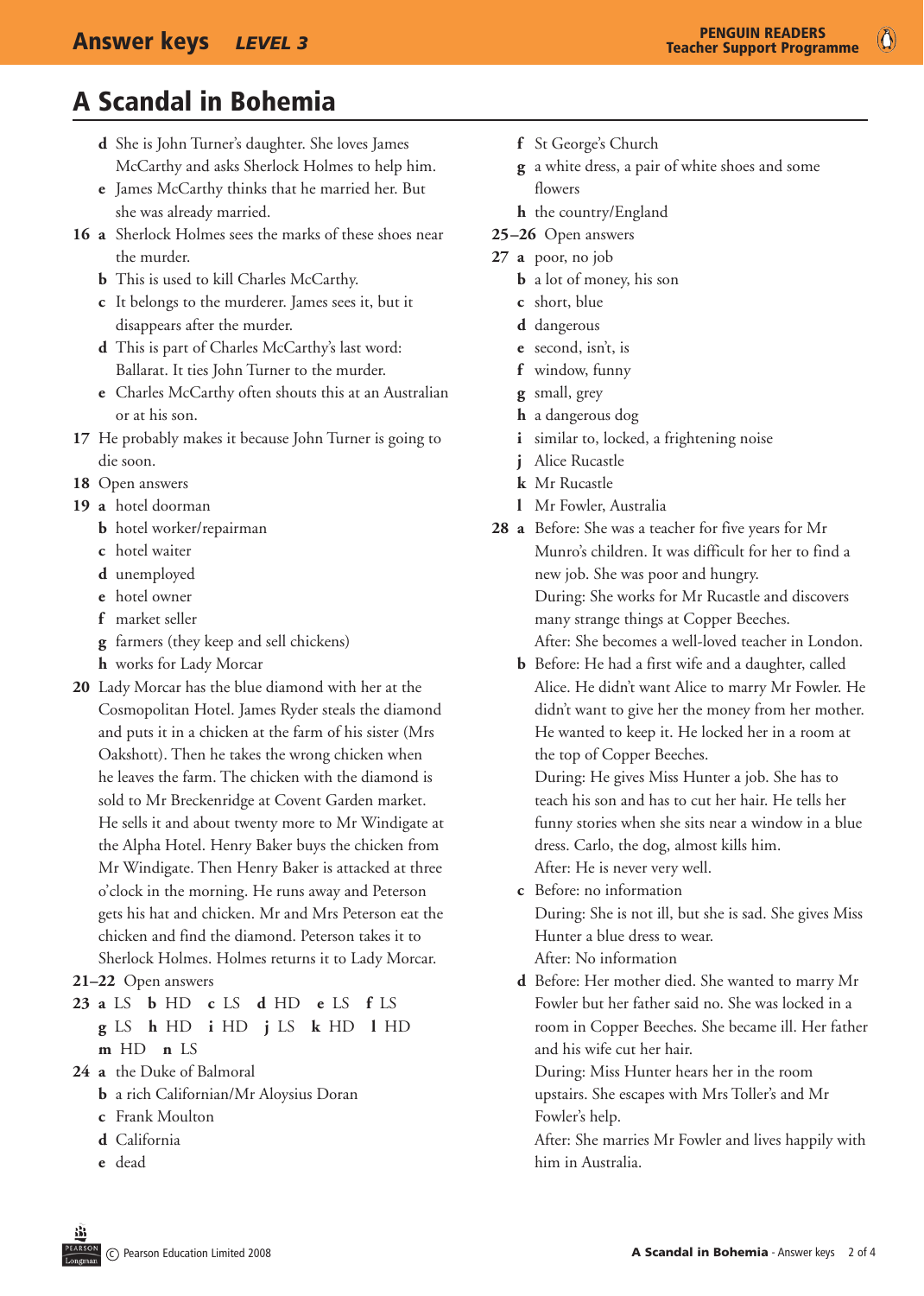# A Scandal in Bohemia

**d** She is John Turner's daughter. She loves James McCarthy and asks Sherlock Holmes to help him.

**e** James McCarthy thinks that he married her. But she was already married.

**16 a** Sherlock Holmes sees the marks of these shoes near the murder.

**b** This is used to kill Charles McCarthy.

**c** It belongs to the murderer. James sees it, but it disappears after the murder.

**d** This is part of Charles McCarthy's last word: Ballarat. It ties John Turner to the murder.

**e** Charles McCarthy often shouts this at an Australian or at his son.

**17** He probably makes it because John Turner is going to die soon.

**18** Open answers

**19 a** hotel doorman

**b** hotel worker/repairman

**c** hotel waiter

**d** unemployed

**e** hotel owner

**f** market seller

**g** farmers (they keep and sell chickens)

**h** works for Lady Morcar

**20** Lady Morcar has the blue diamond with her at the Cosmopolitan Hotel. James Ryder steals the diamond and puts it in a chicken at the farm of his sister (Mrs Oakshott). Then he takes the wrong chicken when he leaves the farm. The chicken with the diamond is sold to Mr Breckenridge at Covent Garden market. He sells it and about twenty more to Mr Windigate at the Alpha Hotel. Henry Baker buys the chicken from Mr Windigate. Then Henry Baker is attacked at three o'clock in the morning. He runs away and Peterson gets his hat and chicken. Mr and Mrs Peterson eat the chicken and find the diamond. Peterson takes it to Sherlock Holmes. Holmes returns it to Lady Morcar.

**21–22** Open answers

**23 a** LS **b** HD **c** LS **d** HD **e** LS **f** LS **g** LS **h** HD **i** HD **j** LS **k** HD **l** HD **m** HD **n** LS

**24 a** the Duke of Balmoral

**b** a rich Californian/Mr Aloysius Doran

**c** Frank Moulton

**d** California

**e** dead

**f** St George's Church

**g** a white dress, a pair of white shoes and some flowers

**h** the country/England

**25–26** Open answers

**27 a** poor, no job

**b** a lot of money, his son

**c** short, blue

**d** dangerous

**e** second, isn't, is

**f** window, funny

**g** small, grey

**h** a dangerous dog

**i** similar to, locked, a frightening noise

**j** Alice Rucastle

**k** Mr Rucastle

**l** Mr Fowler, Australia

**28 a** Before: She was a teacher for five years for Mr Munro's children. It was difficult for her to find a new job. She was poor and hungry.
During: She works for Mr Rucastle and discovers many strange things at Copper Beeches.
After: She becomes a well-loved teacher in London.

**b** Before: He had a first wife and a daughter, called Alice. He didn't want Alice to marry Mr Fowler. He didn't want to give her the money from her mother. He wanted to keep it. He locked her in a room at the top of Copper Beeches.
During: He gives Miss Hunter a job. She has to teach his son and has to cut her hair. He tells her funny stories when she sits near a window in a blue dress. Carlo, the dog, almost kills him.
After: He is never very well.

**c** Before: no information
During: She is not ill, but she is sad. She gives Miss Hunter a blue dress to wear.
After: No information

**d** Before: Her mother died. She wanted to marry Mr Fowler but her father said no. She was locked in a room in Copper Beeches. She became ill. Her father and his wife cut her hair.
During: Miss Hunter hears her in the room upstairs. She escapes with Mrs Toller's and Mr Fowler's help.
After: She marries Mr Fowler and lives happily with him in Australia.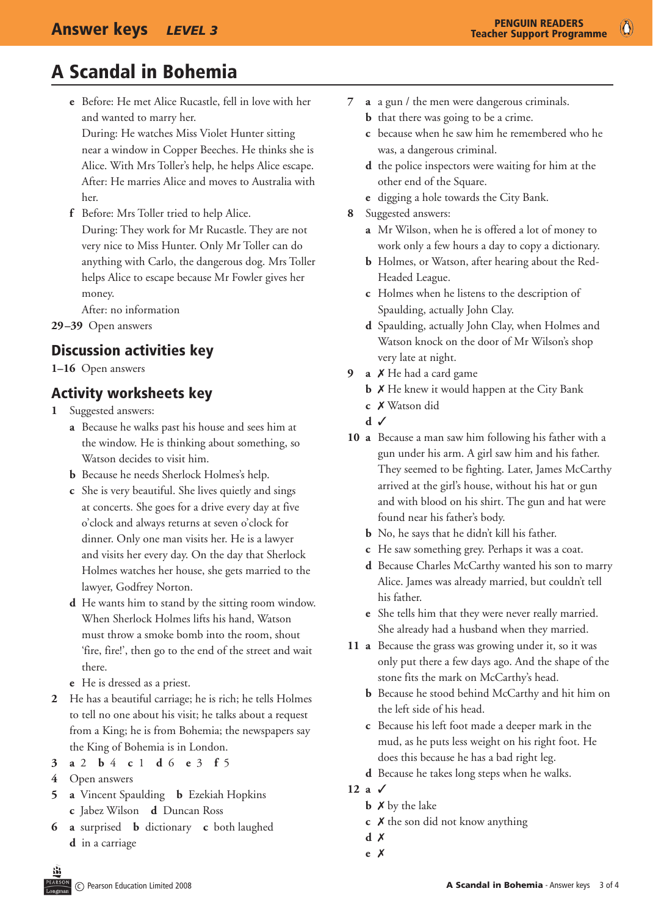# A Scandal in Bohemia

- **e** Before: He met Alice Rucastle, fell in love with her and wanted to marry her.
  During: He watches Miss Violet Hunter sitting near a window in Copper Beeches. He thinks she is Alice. With Mrs Toller's help, he helps Alice escape.
  After: He marries Alice and moves to Australia with her.
- **f** Before: Mrs Toller tried to help Alice.
  During: They work for Mr Rucastle. They are not very nice to Miss Hunter. Only Mr Toller can do anything with Carlo, the dangerous dog. Mrs Toller helps Alice to escape because Mr Fowler gives her money.
  After: no information

**29–39** Open answers

## Discussion activities key

**1–16** Open answers

## Activity worksheets key

**1** Suggested answers:

- **a** Because he walks past his house and sees him at the window. He is thinking about something, so Watson decides to visit him.
- **b** Because he needs Sherlock Holmes's help.
- **c** She is very beautiful. She lives quietly and sings at concerts. She goes for a drive every day at five o'clock and always returns at seven o'clock for dinner. Only one man visits her. He is a lawyer and visits her every day. On the day that Sherlock Holmes watches her house, she gets married to the lawyer, Godfrey Norton.
- **d** He wants him to stand by the sitting room window. When Sherlock Holmes lifts his hand, Watson must throw a smoke bomb into the room, shout 'fire, fire!', then go to the end of the street and wait there.
- **e** He is dressed as a priest.

**2** He has a beautiful carriage; he is rich; he tells Holmes to tell no one about his visit; he talks about a request from a King; he is from Bohemia; the newspapers say the King of Bohemia is in London.

**3** **a** 2 **b** 4 **c** 1 **d** 6 **e** 3 **f** 5

**4** Open answers

**5** **a** Vincent Spaulding **b** Ezekiah Hopkins **c** Jabez Wilson **d** Duncan Ross

**6** **a** surprised **b** dictionary **c** both laughed **d** in a carriage

**7**
- **a** a gun / the men were dangerous criminals.
- **b** that there was going to be a crime.
- **c** because when he saw him he remembered who he was, a dangerous criminal.
- **d** the police inspectors were waiting for him at the other end of the Square.
- **e** digging a hole towards the City Bank.

**8** Suggested answers:
- **a** Mr Wilson, when he is offered a lot of money to work only a few hours a day to copy a dictionary.
- **b** Holmes, or Watson, after hearing about the Red-Headed League.
- **c** Holmes when he listens to the description of Spaulding, actually John Clay.
- **d** Spaulding, actually John Clay, when Holmes and Watson knock on the door of Mr Wilson's shop very late at night.

**9**
- **a** ✗ He had a card game
- **b** ✗ He knew it would happen at the City Bank
- **c** ✗ Watson did
- **d** ✓

**10**
- **a** Because a man saw him following his father with a gun under his arm. A girl saw him and his father. They seemed to be fighting. Later, James McCarthy arrived at the girl's house, without his hat or gun and with blood on his shirt. The gun and hat were found near his father's body.
- **b** No, he says that he didn't kill his father.
- **c** He saw something grey. Perhaps it was a coat.
- **d** Because Charles McCarthy wanted his son to marry Alice. James was already married, but couldn't tell his father.
- **e** She tells him that they were never really married. She already had a husband when they married.

**11**
- **a** Because the grass was growing under it, so it was only put there a few days ago. And the shape of the stone fits the mark on McCarthy's head.
- **b** Because he stood behind McCarthy and hit him on the left side of his head.
- **c** Because his left foot made a deeper mark in the mud, as he puts less weight on his right foot. He does this because he has a bad right leg.
- **d** Because he takes long steps when he walks.

**12**
- **a** ✓
- **b** ✗ by the lake
- **c** ✗ the son did not know anything
- **d** ✗
- **e** ✗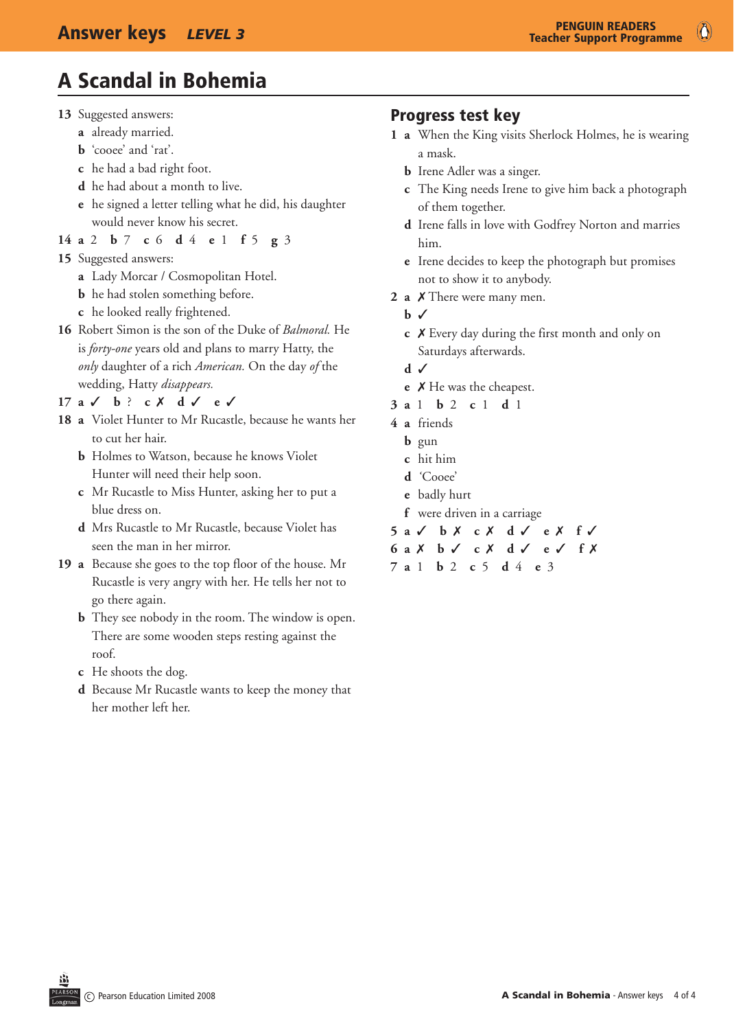# A Scandal in Bohemia

13 Suggested answers:

- **a** already married.
- **b** 'cooee' and 'rat'.
- **c** he had a bad right foot.
- **d** he had about a month to live.
- **e** he signed a letter telling what he did, his daughter would never know his secret.

14 **a** 2 **b** 7 **c** 6 **d** 4 **e** 1 **f** 5 **g** 3

15 Suggested answers:

- **a** Lady Morcar / Cosmopolitan Hotel.
- **b** he had stolen something before.
- **c** he looked really frightened.

16 Robert Simon is the son of the Duke of *Balmoral.* He is *forty-one* years old and plans to marry Hatty, the *only* daughter of a rich *American.* On the day *of* the wedding, Hatty *disappears.*

17 **a** ✓ **b** ? **c** ✗ **d** ✓ **e** ✓

18

- **a** Violet Hunter to Mr Rucastle, because he wants her to cut her hair.
- **b** Holmes to Watson, because he knows Violet Hunter will need their help soon.
- **c** Mr Rucastle to Miss Hunter, asking her to put a blue dress on.
- **d** Mrs Rucastle to Mr Rucastle, because Violet has seen the man in her mirror.

19

- **a** Because she goes to the top floor of the house. Mr Rucastle is very angry with her. He tells her not to go there again.
- **b** They see nobody in the room. The window is open. There are some wooden steps resting against the roof.
- **c** He shoots the dog.
- **d** Because Mr Rucastle wants to keep the money that her mother left her.

## Progress test key

1

- **a** When the King visits Sherlock Holmes, he is wearing a mask.
- **b** Irene Adler was a singer.
- **c** The King needs Irene to give him back a photograph of them together.
- **d** Irene falls in love with Godfrey Norton and marries him.
- **e** Irene decides to keep the photograph but promises not to show it to anybody.

2

- **a** ✗ There were many men.
- **b** ✓
- **c** ✗ Every day during the first month and only on Saturdays afterwards.
- **d** ✓
- **e** ✗ He was the cheapest.

3 **a** 1 **b** 2 **c** 1 **d** 1

4

- **a** friends
- **b** gun
- **c** hit him
- **d** 'Cooee'
- **e** badly hurt
- **f** were driven in a carriage

5 **a** ✓ **b** ✗ **c** ✗ **d** ✓ **e** ✗ **f** ✓

6 **a** ✗ **b** ✓ **c** ✗ **d** ✓ **e** ✓ **f** ✗

7 **a** 1 **b** 2 **c** 5 **d** 4 **e** 3

© Pearson Education Limited 2008